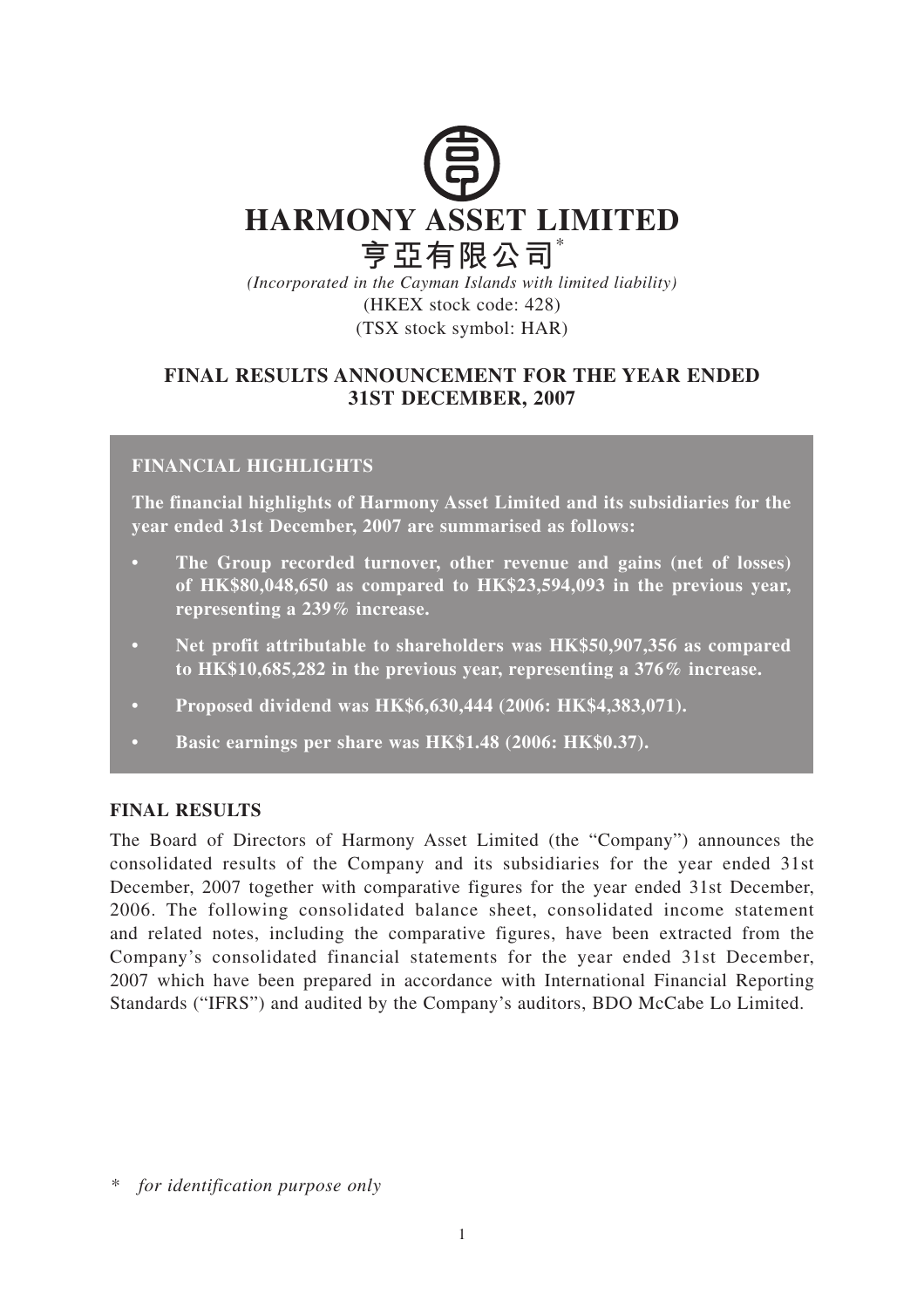# HARMONY ASSET LIMITED

# 亨亞有限公司*

*(Incorporated in the Cayman Islands with limited liability)*

(HKEX stock code: 428)

(TSX stock symbol: HAR)

## FINAL RESULTS ANNOUNCEMENT FOR THE YEAR ENDED 31ST DECEMBER, 2007

### FINANCIAL HIGHLIGHTS

**The financial highlights of Harmony Asset Limited and its subsidiaries for the year ended 31st December, 2007 are summarised as follows:**

- **The Group recorded turnover, other revenue and gains (net of losses) of HK$80,048,650 as compared to HK$23,594,093 in the previous year, representing a 239% increase.**
- **Net profit attributable to shareholders was HK$50,907,356 as compared to HK$10,685,282 in the previous year, representing a 376% increase.**
- **Proposed dividend was HK$6,630,444 (2006: HK$4,383,071).**
- **Basic earnings per share was HK$1.48 (2006: HK$0.37).**

### FINAL RESULTS

The Board of Directors of Harmony Asset Limited (the "Company") announces the consolidated results of the Company and its subsidiaries for the year ended 31st December, 2007 together with comparative figures for the year ended 31st December, 2006. The following consolidated balance sheet, consolidated income statement and related notes, including the comparative figures, have been extracted from the Company's consolidated financial statements for the year ended 31st December, 2007 which have been prepared in accordance with International Financial Reporting Standards ("IFRS") and audited by the Company's auditors, BDO McCabe Lo Limited.

\* *for identification purpose only*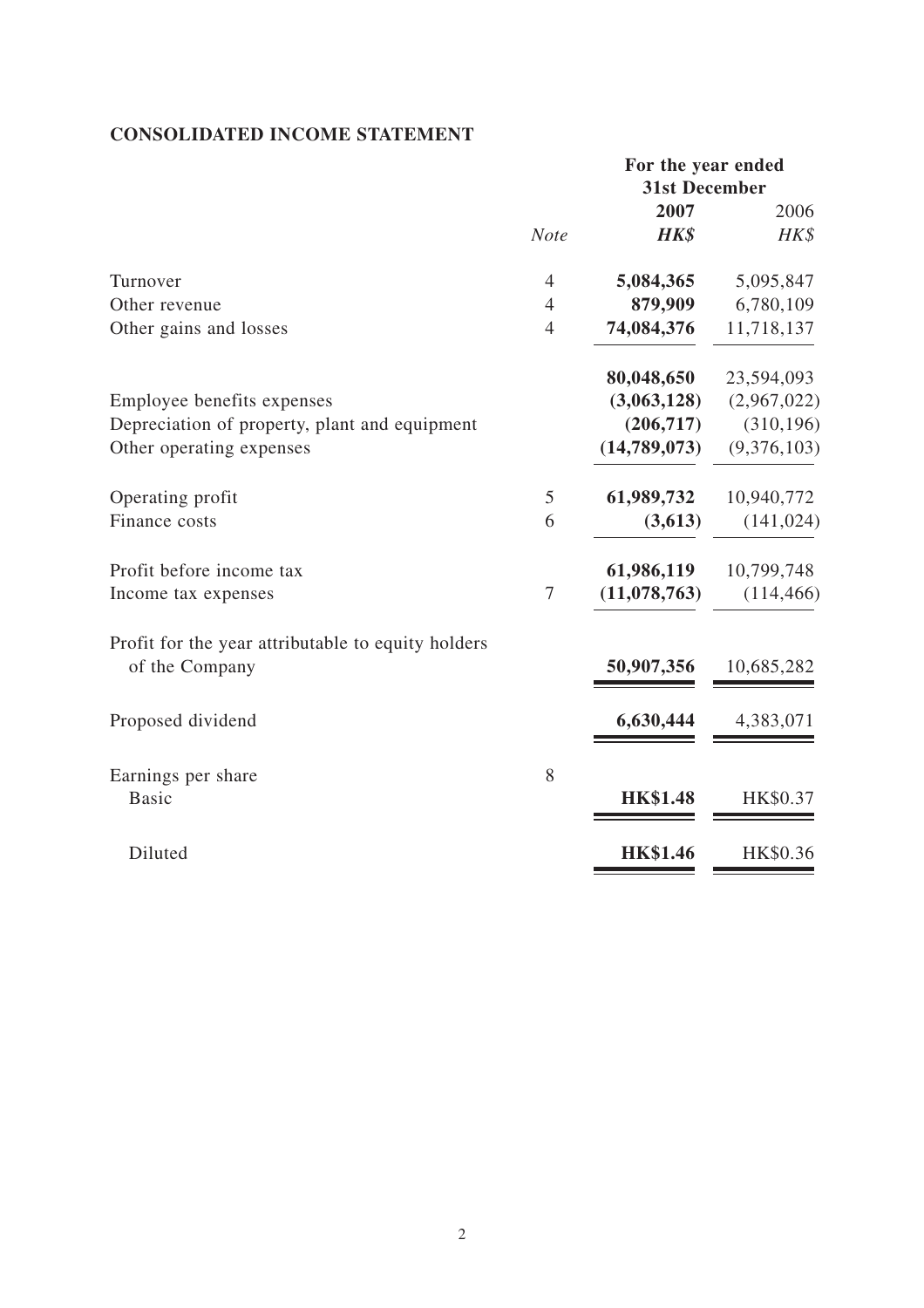## CONSOLIDATED INCOME STATEMENT

| | *Note* | For the year ended 31st December **2007** ***HK$*** | 2006 *HK$* |
|---|---|---|---|
| Turnover | 4 | **5,084,365** | 5,095,847 |
| Other revenue | 4 | **879,909** | 6,780,109 |
| Other gains and losses | 4 | **74,084,376** | 11,718,137 |
| | | **80,048,650** | 23,594,093 |
| Employee benefits expenses | | **(3,063,128)** | (2,967,022) |
| Depreciation of property, plant and equipment | | **(206,717)** | (310,196) |
| Other operating expenses | | **(14,789,073)** | (9,376,103) |
| Operating profit | 5 | **61,989,732** | 10,940,772 |
| Finance costs | 6 | **(3,613)** | (141,024) |
| Profit before income tax | | **61,986,119** | 10,799,748 |
| Income tax expenses | 7 | **(11,078,763)** | (114,466) |
| Profit for the year attributable to equity holders of the Company | | **50,907,356** | 10,685,282 |
| Proposed dividend | | **6,630,444** | 4,383,071 |
| Earnings per share | 8 | | |
| Basic | | **HK$1.48** | HK$0.37 |
| Diluted | | **HK$1.46** | HK$0.36 |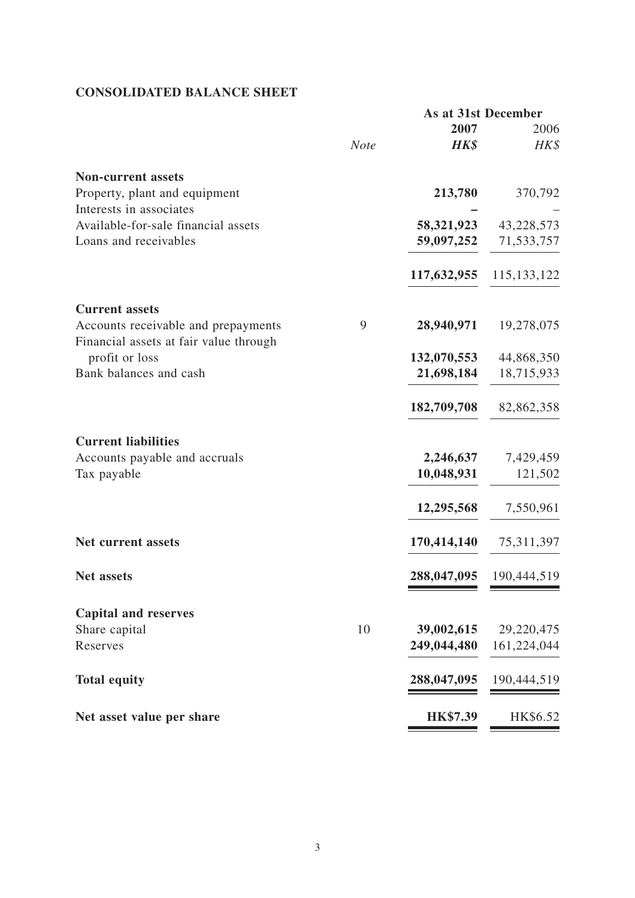## CONSOLIDATED BALANCE SHEET

| | *Note* | As at 31st December 2007 ***HK$*** | 2006 *HK$* |
|---|---|---|---|
| **Non-current assets** | | | |
| Property, plant and equipment | | **213,780** | 370,792 |
| Interests in associates | | **–** | – |
| Available-for-sale financial assets | | **58,321,923** | 43,228,573 |
| Loans and receivables | | **59,097,252** | 71,533,757 |
| | | **117,632,955** | 115,133,122 |
| **Current assets** | | | |
| Accounts receivable and prepayments | 9 | **28,940,971** | 19,278,075 |
| Financial assets at fair value through profit or loss | | **132,070,553** | 44,868,350 |
| Bank balances and cash | | **21,698,184** | 18,715,933 |
| | | **182,709,708** | 82,862,358 |
| **Current liabilities** | | | |
| Accounts payable and accruals | | **2,246,637** | 7,429,459 |
| Tax payable | | **10,048,931** | 121,502 |
| | | **12,295,568** | 7,550,961 |
| **Net current assets** | | **170,414,140** | 75,311,397 |
| **Net assets** | | **288,047,095** | 190,444,519 |
| **Capital and reserves** | | | |
| Share capital | 10 | **39,002,615** | 29,220,475 |
| Reserves | | **249,044,480** | 161,224,044 |
| **Total equity** | | **288,047,095** | 190,444,519 |
| **Net asset value per share** | | **HK$7.39** | HK$6.52 |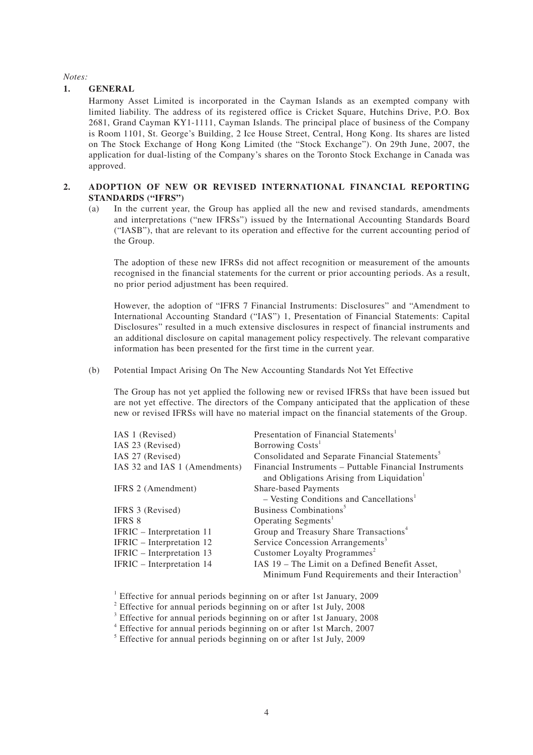*Notes:*

## 1. GENERAL

Harmony Asset Limited is incorporated in the Cayman Islands as an exempted company with limited liability. The address of its registered office is Cricket Square, Hutchins Drive, P.O. Box 2681, Grand Cayman KY1-1111, Cayman Islands. The principal place of business of the Company is Room 1101, St. George's Building, 2 Ice House Street, Central, Hong Kong. Its shares are listed on The Stock Exchange of Hong Kong Limited (the "Stock Exchange"). On 29th June, 2007, the application for dual-listing of the Company's shares on the Toronto Stock Exchange in Canada was approved.

## 2. ADOPTION OF NEW OR REVISED INTERNATIONAL FINANCIAL REPORTING STANDARDS ("IFRS")

(a) In the current year, the Group has applied all the new and revised standards, amendments and interpretations ("new IFRSs") issued by the International Accounting Standards Board ("IASB"), that are relevant to its operation and effective for the current accounting period of the Group.

The adoption of these new IFRSs did not affect recognition or measurement of the amounts recognised in the financial statements for the current or prior accounting periods. As a result, no prior period adjustment has been required.

However, the adoption of "IFRS 7 Financial Instruments: Disclosures" and "Amendment to International Accounting Standard ("IAS") 1, Presentation of Financial Statements: Capital Disclosures" resulted in a much extensive disclosures in respect of financial instruments and an additional disclosure on capital management policy respectively. The relevant comparative information has been presented for the first time in the current year.

(b) Potential Impact Arising On The New Accounting Standards Not Yet Effective

The Group has not yet applied the following new or revised IFRSs that have been issued but are not yet effective. The directors of the Company anticipated that the application of these new or revised IFRSs will have no material impact on the financial statements of the Group.

| | |
|---|---|
| IAS 1 (Revised) | Presentation of Financial Statements[1] |
| IAS 23 (Revised) | Borrowing Costs[1] |
| IAS 27 (Revised) | Consolidated and Separate Financial Statements[5] |
| IAS 32 and IAS 1 (Amendments) | Financial Instruments – Puttable Financial Instruments and Obligations Arising from Liquidation[1] |
| IFRS 2 (Amendment) | Share-based Payments – Vesting Conditions and Cancellations[1] |
| IFRS 3 (Revised) | Business Combinations[5] |
| IFRS 8 | Operating Segments[1] |
| IFRIC – Interpretation 11 | Group and Treasury Share Transactions[4] |
| IFRIC – Interpretation 12 | Service Concession Arrangements[3] |
| IFRIC – Interpretation 13 | Customer Loyalty Programmes[2] |
| IFRIC – Interpretation 14 | IAS 19 – The Limit on a Defined Benefit Asset, Minimum Fund Requirements and their Interaction[3] |

[1] Effective for annual periods beginning on or after 1st January, 2009

[2] Effective for annual periods beginning on or after 1st July, 2008

[3] Effective for annual periods beginning on or after 1st January, 2008

[4] Effective for annual periods beginning on or after 1st March, 2007

[5] Effective for annual periods beginning on or after 1st July, 2009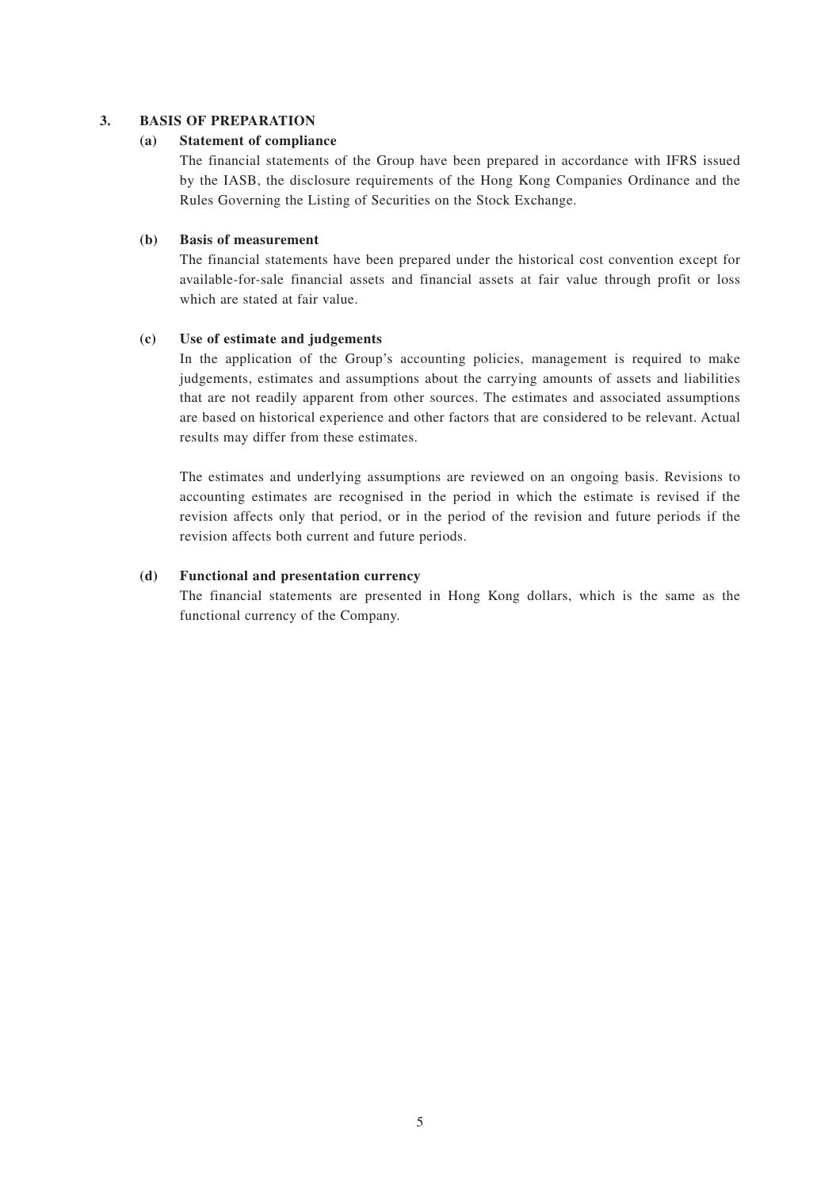## 3. BASIS OF PREPARATION

### (a) Statement of compliance

The financial statements of the Group have been prepared in accordance with IFRS issued by the IASB, the disclosure requirements of the Hong Kong Companies Ordinance and the Rules Governing the Listing of Securities on the Stock Exchange.

### (b) Basis of measurement

The financial statements have been prepared under the historical cost convention except for available-for-sale financial assets and financial assets at fair value through profit or loss which are stated at fair value.

### (c) Use of estimate and judgements

In the application of the Group's accounting policies, management is required to make judgements, estimates and assumptions about the carrying amounts of assets and liabilities that are not readily apparent from other sources. The estimates and associated assumptions are based on historical experience and other factors that are considered to be relevant. Actual results may differ from these estimates.

The estimates and underlying assumptions are reviewed on an ongoing basis. Revisions to accounting estimates are recognised in the period in which the estimate is revised if the revision affects only that period, or in the period of the revision and future periods if the revision affects both current and future periods.

### (d) Functional and presentation currency

The financial statements are presented in Hong Kong dollars, which is the same as the functional currency of the Company.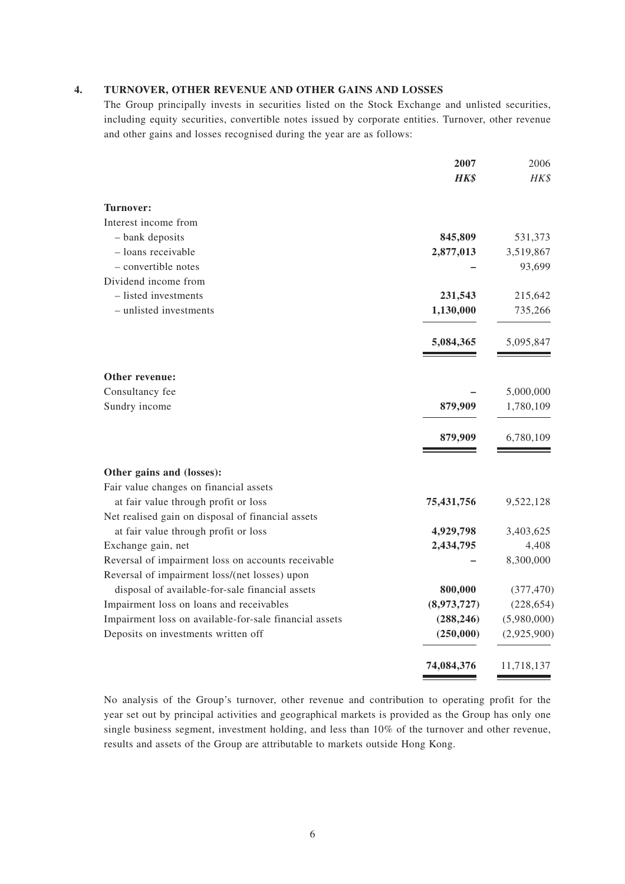## 4. TURNOVER, OTHER REVENUE AND OTHER GAINS AND LOSSES

The Group principally invests in securities listed on the Stock Exchange and unlisted securities, including equity securities, convertible notes issued by corporate entities. Turnover, other revenue and other gains and losses recognised during the year are as follows:

| | **2007** | 2006 |
|---|---|---|
| | ***HK$*** | *HK$* |
| **Turnover:** | | |
| Interest income from | | |
| – bank deposits | **845,809** | 531,373 |
| – loans receivable | **2,877,013** | 3,519,867 |
| – convertible notes | **–** | 93,699 |
| Dividend income from | | |
| – listed investments | **231,543** | 215,642 |
| – unlisted investments | **1,130,000** | 735,266 |
| | **5,084,365** | 5,095,847 |
| **Other revenue:** | | |
| Consultancy fee | **–** | 5,000,000 |
| Sundry income | **879,909** | 1,780,109 |
| | **879,909** | 6,780,109 |
| **Other gains and (losses):** | | |
| Fair value changes on financial assets at fair value through profit or loss | **75,431,756** | 9,522,128 |
| Net realised gain on disposal of financial assets at fair value through profit or loss | **4,929,798** | 3,403,625 |
| Exchange gain, net | **2,434,795** | 4,408 |
| Reversal of impairment loss on accounts receivable | **–** | 8,300,000 |
| Reversal of impairment loss/(net losses) upon disposal of available-for-sale financial assets | **800,000** | (377,470) |
| Impairment loss on loans and receivables | **(8,973,727)** | (228,654) |
| Impairment loss on available-for-sale financial assets | **(288,246)** | (5,980,000) |
| Deposits on investments written off | **(250,000)** | (2,925,900) |
| | **74,084,376** | 11,718,137 |

No analysis of the Group's turnover, other revenue and contribution to operating profit for the year set out by principal activities and geographical markets is provided as the Group has only one single business segment, investment holding, and less than 10% of the turnover and other revenue, results and assets of the Group are attributable to markets outside Hong Kong.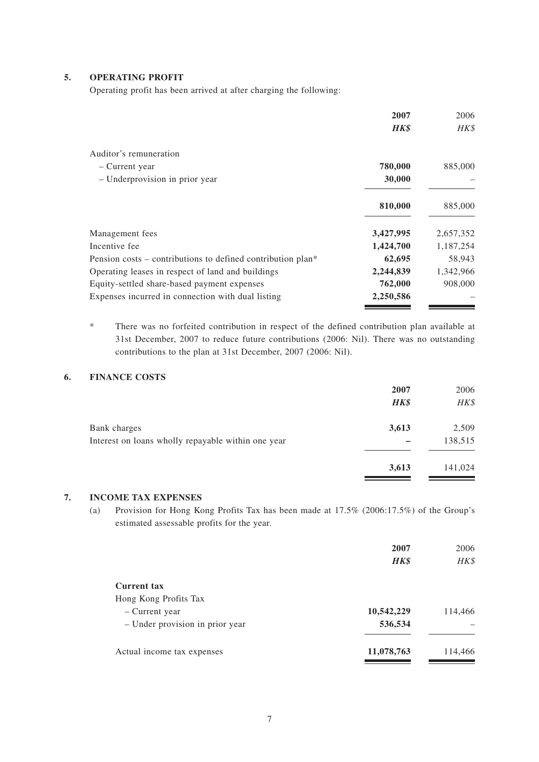## 5. OPERATING PROFIT

Operating profit has been arrived at after charging the following:

| | 2007 | 2006 |
|---|---|---|
| | *HK$* | *HK$* |
| Auditor's remuneration | | |
| – Current year | **780,000** | 885,000 |
| – Underprovision in prior year | **30,000** | – |
| | **810,000** | 885,000 |
| Management fees | **3,427,995** | 2,657,352 |
| Incentive fee | **1,424,700** | 1,187,254 |
| Pension costs – contributions to defined contribution plan* | **62,695** | 58,943 |
| Operating leases in respect of land and buildings | **2,244,839** | 1,342,966 |
| Equity-settled share-based payment expenses | **762,000** | 908,000 |
| Expenses incurred in connection with dual listing | **2,250,586** | – |

\* There was no forfeited contribution in respect of the defined contribution plan available at 31st December, 2007 to reduce future contributions (2006: Nil). There was no outstanding contributions to the plan at 31st December, 2007 (2006: Nil).

## 6. FINANCE COSTS

| | 2007 | 2006 |
|---|---|---|
| | *HK$* | *HK$* |
| Bank charges | **3,613** | 2,509 |
| Interest on loans wholly repayable within one year | **–** | 138,515 |
| | **3,613** | 141,024 |

## 7. INCOME TAX EXPENSES

(a) Provision for Hong Kong Profits Tax has been made at 17.5% (2006:17.5%) of the Group's estimated assessable profits for the year.

| | 2007 | 2006 |
|---|---|---|
| | *HK$* | *HK$* |
| **Current tax** | | |
| Hong Kong Profits Tax | | |
| – Current year | **10,542,229** | 114,466 |
| – Under provision in prior year | **536,534** | – |
| Actual income tax expenses | **11,078,763** | 114,466 |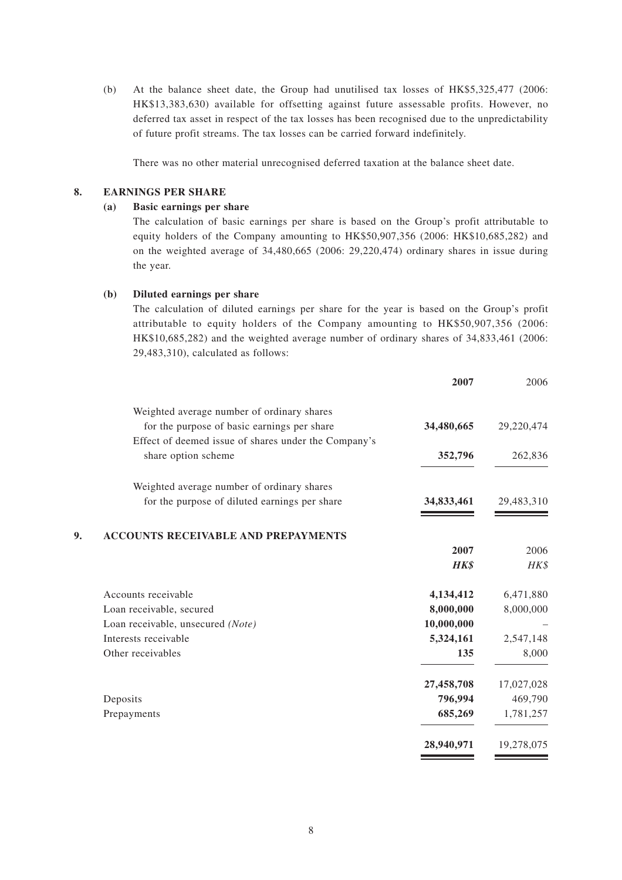(b) At the balance sheet date, the Group had unutilised tax losses of HK$5,325,477 (2006: HK$13,383,630) available for offsetting against future assessable profits. However, no deferred tax asset in respect of the tax losses has been recognised due to the unpredictability of future profit streams. The tax losses can be carried forward indefinitely.

There was no other material unrecognised deferred taxation at the balance sheet date.

## 8. EARNINGS PER SHARE

### (a) Basic earnings per share

The calculation of basic earnings per share is based on the Group's profit attributable to equity holders of the Company amounting to HK$50,907,356 (2006: HK$10,685,282) and on the weighted average of 34,480,665 (2006: 29,220,474) ordinary shares in issue during the year.

### (b) Diluted earnings per share

The calculation of diluted earnings per share for the year is based on the Group's profit attributable to equity holders of the Company amounting to HK$50,907,356 (2006: HK$10,685,282) and the weighted average number of ordinary shares of 34,833,461 (2006: 29,483,310), calculated as follows:

| | **2007** | 2006 |
|---|---|---|
| Weighted average number of ordinary shares for the purpose of basic earnings per share | **34,480,665** | 29,220,474 |
| Effect of deemed issue of shares under the Company's share option scheme | **352,796** | 262,836 |
| Weighted average number of ordinary shares for the purpose of diluted earnings per share | **34,833,461** | 29,483,310 |

## 9. ACCOUNTS RECEIVABLE AND PREPAYMENTS

| | **2007** | 2006 |
|---|---|---|
| | ***HK$*** | *HK$* |
| Accounts receivable | **4,134,412** | 6,471,880 |
| Loan receivable, secured | **8,000,000** | 8,000,000 |
| Loan receivable, unsecured *(Note)* | **10,000,000** | – |
| Interests receivable | **5,324,161** | 2,547,148 |
| Other receivables | **135** | 8,000 |
| | **27,458,708** | 17,027,028 |
| Deposits | **796,994** | 469,790 |
| Prepayments | **685,269** | 1,781,257 |
| | **28,940,971** | 19,278,075 |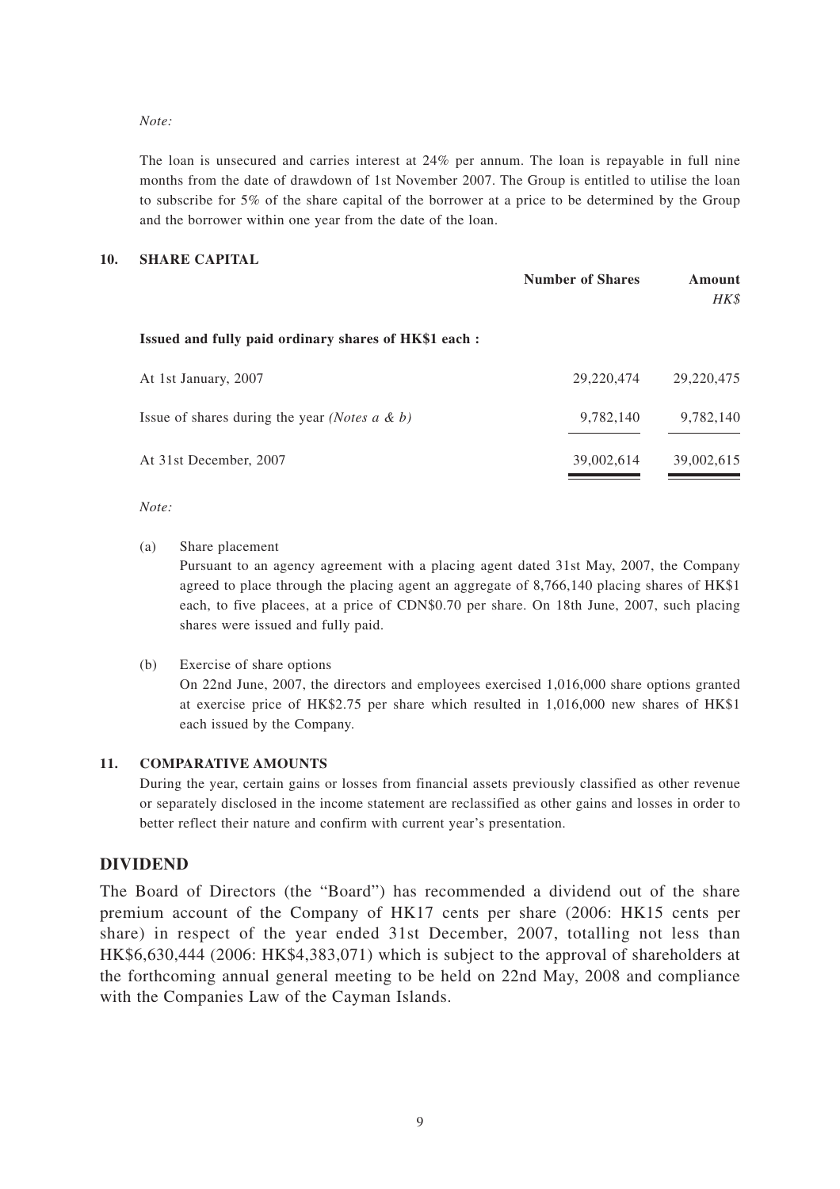*Note:*

The loan is unsecured and carries interest at 24% per annum. The loan is repayable in full nine months from the date of drawdown of 1st November 2007. The Group is entitled to utilise the loan to subscribe for 5% of the share capital of the borrower at a price to be determined by the Group and the borrower within one year from the date of the loan.

## 10. SHARE CAPITAL

| | Number of Shares | Amount *HK$* |
|---|---|---|
| **Issued and fully paid ordinary shares of HK$1 each :** | | |
| At 1st January, 2007 | 29,220,474 | 29,220,475 |
| Issue of shares during the year *(Notes a & b)* | 9,782,140 | 9,782,140 |
| At 31st December, 2007 | 39,002,614 | 39,002,615 |

*Note:*

(a) Share placement

Pursuant to an agency agreement with a placing agent dated 31st May, 2007, the Company agreed to place through the placing agent an aggregate of 8,766,140 placing shares of HK$1 each, to five placees, at a price of CDN$0.70 per share. On 18th June, 2007, such placing shares were issued and fully paid.

(b) Exercise of share options

On 22nd June, 2007, the directors and employees exercised 1,016,000 share options granted at exercise price of HK$2.75 per share which resulted in 1,016,000 new shares of HK$1 each issued by the Company.

## 11. COMPARATIVE AMOUNTS

During the year, certain gains or losses from financial assets previously classified as other revenue or separately disclosed in the income statement are reclassified as other gains and losses in order to better reflect their nature and confirm with current year's presentation.

# DIVIDEND

The Board of Directors (the "Board") has recommended a dividend out of the share premium account of the Company of HK17 cents per share (2006: HK15 cents per share) in respect of the year ended 31st December, 2007, totalling not less than HK$6,630,444 (2006: HK$4,383,071) which is subject to the approval of shareholders at the forthcoming annual general meeting to be held on 22nd May, 2008 and compliance with the Companies Law of the Cayman Islands.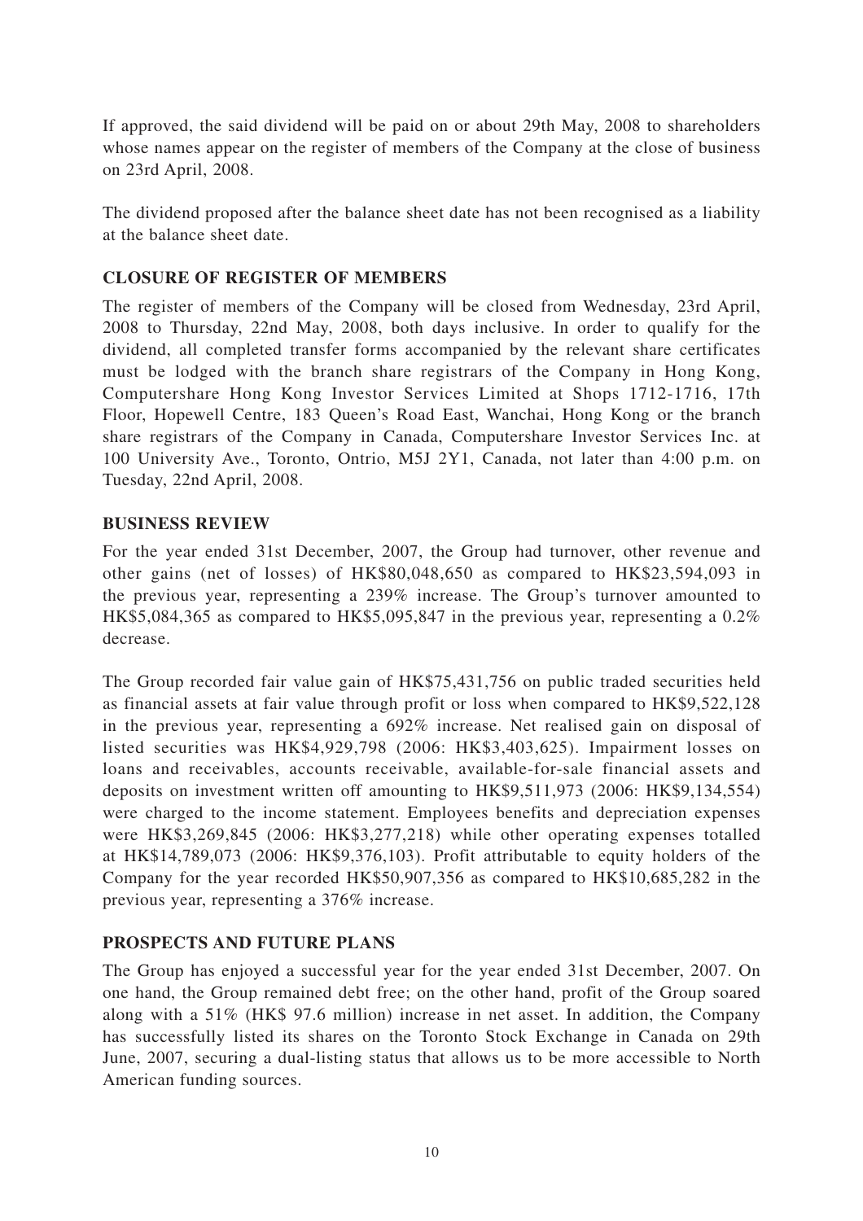If approved, the said dividend will be paid on or about 29th May, 2008 to shareholders whose names appear on the register of members of the Company at the close of business on 23rd April, 2008.

The dividend proposed after the balance sheet date has not been recognised as a liability at the balance sheet date.

## CLOSURE OF REGISTER OF MEMBERS

The register of members of the Company will be closed from Wednesday, 23rd April, 2008 to Thursday, 22nd May, 2008, both days inclusive. In order to qualify for the dividend, all completed transfer forms accompanied by the relevant share certificates must be lodged with the branch share registrars of the Company in Hong Kong, Computershare Hong Kong Investor Services Limited at Shops 1712-1716, 17th Floor, Hopewell Centre, 183 Queen's Road East, Wanchai, Hong Kong or the branch share registrars of the Company in Canada, Computershare Investor Services Inc. at 100 University Ave., Toronto, Ontrio, M5J 2Y1, Canada, not later than 4:00 p.m. on Tuesday, 22nd April, 2008.

## BUSINESS REVIEW

For the year ended 31st December, 2007, the Group had turnover, other revenue and other gains (net of losses) of HK$80,048,650 as compared to HK$23,594,093 in the previous year, representing a 239% increase. The Group's turnover amounted to HK$5,084,365 as compared to HK$5,095,847 in the previous year, representing a 0.2% decrease.

The Group recorded fair value gain of HK$75,431,756 on public traded securities held as financial assets at fair value through profit or loss when compared to HK$9,522,128 in the previous year, representing a 692% increase. Net realised gain on disposal of listed securities was HK$4,929,798 (2006: HK$3,403,625). Impairment losses on loans and receivables, accounts receivable, available-for-sale financial assets and deposits on investment written off amounting to HK$9,511,973 (2006: HK$9,134,554) were charged to the income statement. Employees benefits and depreciation expenses were HK$3,269,845 (2006: HK$3,277,218) while other operating expenses totalled at HK$14,789,073 (2006: HK$9,376,103). Profit attributable to equity holders of the Company for the year recorded HK$50,907,356 as compared to HK$10,685,282 in the previous year, representing a 376% increase.

## PROSPECTS AND FUTURE PLANS

The Group has enjoyed a successful year for the year ended 31st December, 2007. On one hand, the Group remained debt free; on the other hand, profit of the Group soared along with a 51% (HK$ 97.6 million) increase in net asset. In addition, the Company has successfully listed its shares on the Toronto Stock Exchange in Canada on 29th June, 2007, securing a dual-listing status that allows us to be more accessible to North American funding sources.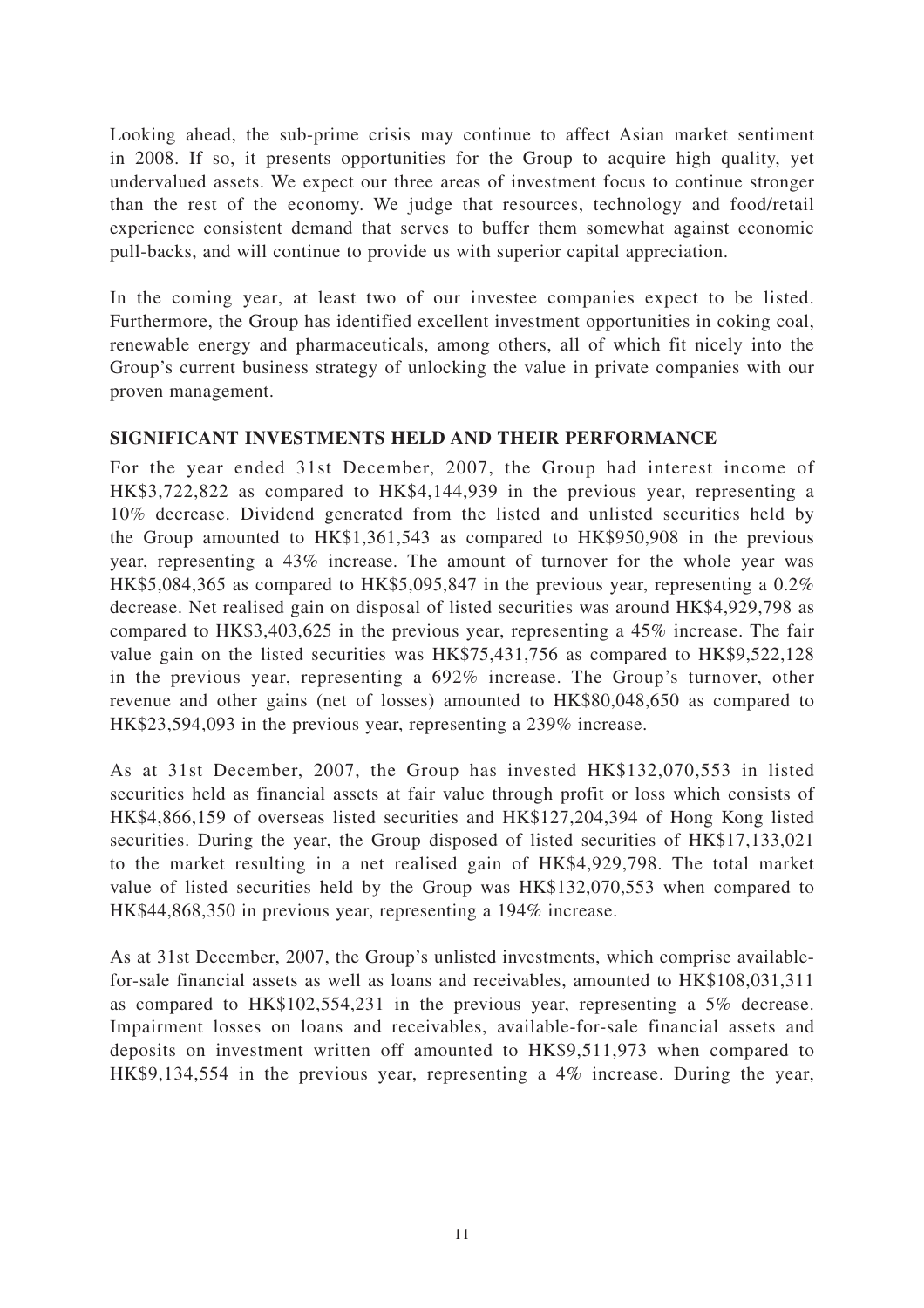Looking ahead, the sub-prime crisis may continue to affect Asian market sentiment in 2008. If so, it presents opportunities for the Group to acquire high quality, yet undervalued assets. We expect our three areas of investment focus to continue stronger than the rest of the economy. We judge that resources, technology and food/retail experience consistent demand that serves to buffer them somewhat against economic pull-backs, and will continue to provide us with superior capital appreciation.

In the coming year, at least two of our investee companies expect to be listed. Furthermore, the Group has identified excellent investment opportunities in coking coal, renewable energy and pharmaceuticals, among others, all of which fit nicely into the Group's current business strategy of unlocking the value in private companies with our proven management.

## SIGNIFICANT INVESTMENTS HELD AND THEIR PERFORMANCE

For the year ended 31st December, 2007, the Group had interest income of HK$3,722,822 as compared to HK$4,144,939 in the previous year, representing a 10% decrease. Dividend generated from the listed and unlisted securities held by the Group amounted to HK$1,361,543 as compared to HK$950,908 in the previous year, representing a 43% increase. The amount of turnover for the whole year was HK$5,084,365 as compared to HK$5,095,847 in the previous year, representing a 0.2% decrease. Net realised gain on disposal of listed securities was around HK$4,929,798 as compared to HK$3,403,625 in the previous year, representing a 45% increase. The fair value gain on the listed securities was HK$75,431,756 as compared to HK$9,522,128 in the previous year, representing a 692% increase. The Group's turnover, other revenue and other gains (net of losses) amounted to HK$80,048,650 as compared to HK$23,594,093 in the previous year, representing a 239% increase.

As at 31st December, 2007, the Group has invested HK$132,070,553 in listed securities held as financial assets at fair value through profit or loss which consists of HK$4,866,159 of overseas listed securities and HK$127,204,394 of Hong Kong listed securities. During the year, the Group disposed of listed securities of HK$17,133,021 to the market resulting in a net realised gain of HK$4,929,798. The total market value of listed securities held by the Group was HK$132,070,553 when compared to HK$44,868,350 in previous year, representing a 194% increase.

As at 31st December, 2007, the Group's unlisted investments, which comprise available-for-sale financial assets as well as loans and receivables, amounted to HK$108,031,311 as compared to HK$102,554,231 in the previous year, representing a 5% decrease. Impairment losses on loans and receivables, available-for-sale financial assets and deposits on investment written off amounted to HK$9,511,973 when compared to HK$9,134,554 in the previous year, representing a 4% increase. During the year,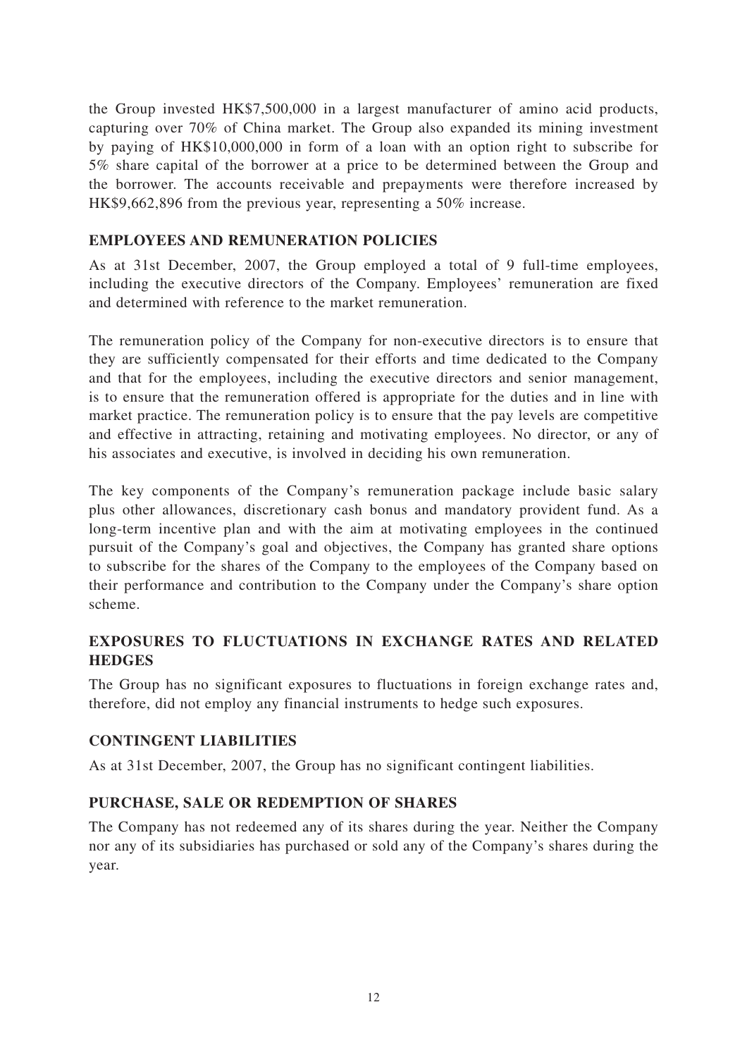the Group invested HK$7,500,000 in a largest manufacturer of amino acid products, capturing over 70% of China market. The Group also expanded its mining investment by paying of HK$10,000,000 in form of a loan with an option right to subscribe for 5% share capital of the borrower at a price to be determined between the Group and the borrower. The accounts receivable and prepayments were therefore increased by HK$9,662,896 from the previous year, representing a 50% increase.

## EMPLOYEES AND REMUNERATION POLICIES

As at 31st December, 2007, the Group employed a total of 9 full-time employees, including the executive directors of the Company. Employees' remuneration are fixed and determined with reference to the market remuneration.

The remuneration policy of the Company for non-executive directors is to ensure that they are sufficiently compensated for their efforts and time dedicated to the Company and that for the employees, including the executive directors and senior management, is to ensure that the remuneration offered is appropriate for the duties and in line with market practice. The remuneration policy is to ensure that the pay levels are competitive and effective in attracting, retaining and motivating employees. No director, or any of his associates and executive, is involved in deciding his own remuneration.

The key components of the Company's remuneration package include basic salary plus other allowances, discretionary cash bonus and mandatory provident fund. As a long-term incentive plan and with the aim at motivating employees in the continued pursuit of the Company's goal and objectives, the Company has granted share options to subscribe for the shares of the Company to the employees of the Company based on their performance and contribution to the Company under the Company's share option scheme.

## EXPOSURES TO FLUCTUATIONS IN EXCHANGE RATES AND RELATED HEDGES

The Group has no significant exposures to fluctuations in foreign exchange rates and, therefore, did not employ any financial instruments to hedge such exposures.

## CONTINGENT LIABILITIES

As at 31st December, 2007, the Group has no significant contingent liabilities.

## PURCHASE, SALE OR REDEMPTION OF SHARES

The Company has not redeemed any of its shares during the year. Neither the Company nor any of its subsidiaries has purchased or sold any of the Company's shares during the year.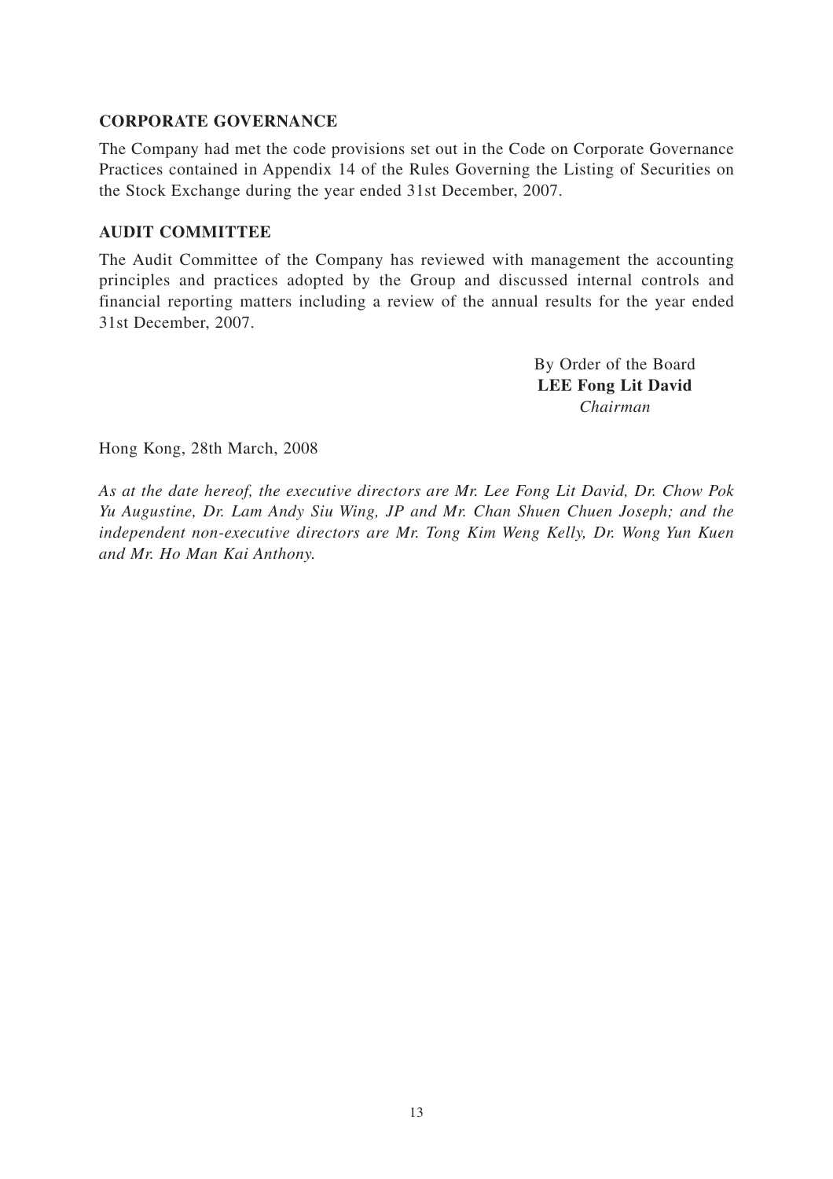## CORPORATE GOVERNANCE

The Company had met the code provisions set out in the Code on Corporate Governance Practices contained in Appendix 14 of the Rules Governing the Listing of Securities on the Stock Exchange during the year ended 31st December, 2007.

## AUDIT COMMITTEE

The Audit Committee of the Company has reviewed with management the accounting principles and practices adopted by the Group and discussed internal controls and financial reporting matters including a review of the annual results for the year ended 31st December, 2007.

By Order of the Board
**LEE Fong Lit David**
*Chairman*

Hong Kong, 28th March, 2008

*As at the date hereof, the executive directors are Mr. Lee Fong Lit David, Dr. Chow Pok Yu Augustine, Dr. Lam Andy Siu Wing, JP and Mr. Chan Shuen Chuen Joseph; and the independent non-executive directors are Mr. Tong Kim Weng Kelly, Dr. Wong Yun Kuen and Mr. Ho Man Kai Anthony.*